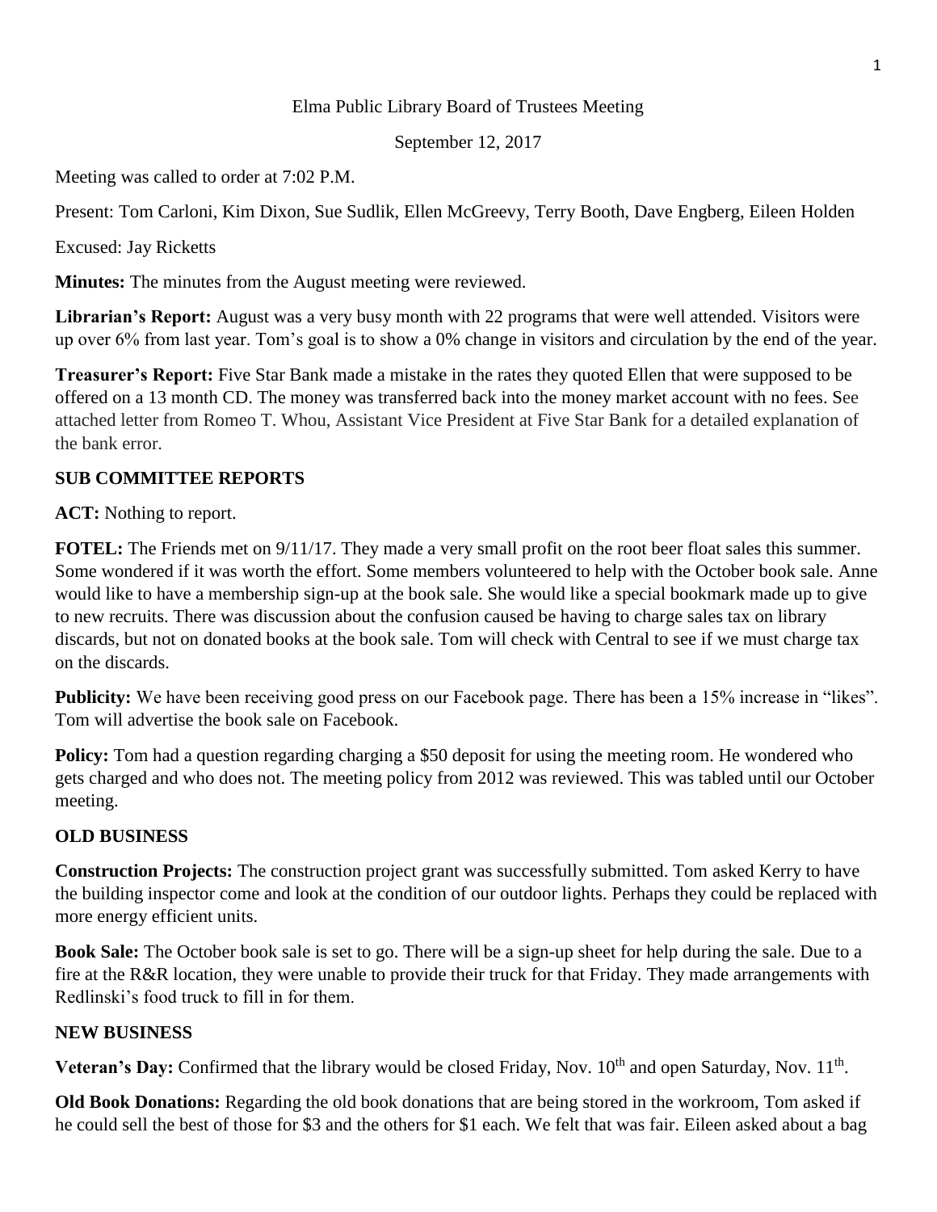Elma Public Library Board of Trustees Meeting

September 12, 2017

Meeting was called to order at 7:02 P.M.

Present: Tom Carloni, Kim Dixon, Sue Sudlik, Ellen McGreevy, Terry Booth, Dave Engberg, Eileen Holden

Excused: Jay Ricketts

**Minutes:** The minutes from the August meeting were reviewed.

**Librarian's Report:** August was a very busy month with 22 programs that were well attended. Visitors were up over 6% from last year. Tom's goal is to show a 0% change in visitors and circulation by the end of the year.

**Treasurer's Report:** Five Star Bank made a mistake in the rates they quoted Ellen that were supposed to be offered on a 13 month CD. The money was transferred back into the money market account with no fees. See attached letter from Romeo T. Whou, Assistant Vice President at Five Star Bank for a detailed explanation of the bank error.

**SUB COMMITTEE REPORTS**

**ACT:** Nothing to report.

**FOTEL:** The Friends met on 9/11/17. They made a very small profit on the root beer float sales this summer. Some wondered if it was worth the effort. Some members volunteered to help with the October book sale. Anne would like to have a membership sign-up at the book sale. She would like a special bookmark made up to give to new recruits. There was discussion about the confusion caused be having to charge sales tax on library discards, but not on donated books at the book sale. Tom will check with Central to see if we must charge tax on the discards.

**Publicity:** We have been receiving good press on our Facebook page. There has been a 15% increase in "likes". Tom will advertise the book sale on Facebook.

**Policy:** Tom had a question regarding charging a $50 deposit for using the meeting room. He wondered who gets charged and who does not. The meeting policy from 2012 was reviewed. This was tabled until our October meeting.

**OLD BUSINESS**

**Construction Projects:** The construction project grant was successfully submitted. Tom asked Kerry to have the building inspector come and look at the condition of our outdoor lights. Perhaps they could be replaced with more energy efficient units.

**Book Sale:** The October book sale is set to go. There will be a sign-up sheet for help during the sale. Due to a fire at the R&R location, they were unable to provide their truck for that Friday. They made arrangements with Redlinski's food truck to fill in for them.

**NEW BUSINESS**

**Veteran's Day:** Confirmed that the library would be closed Friday, Nov. 10th and open Saturday, Nov. 11th.

**Old Book Donations:** Regarding the old book donations that are being stored in the workroom, Tom asked if he could sell the best of those for $3 and the others for $1 each. We felt that was fair. Eileen asked about a bag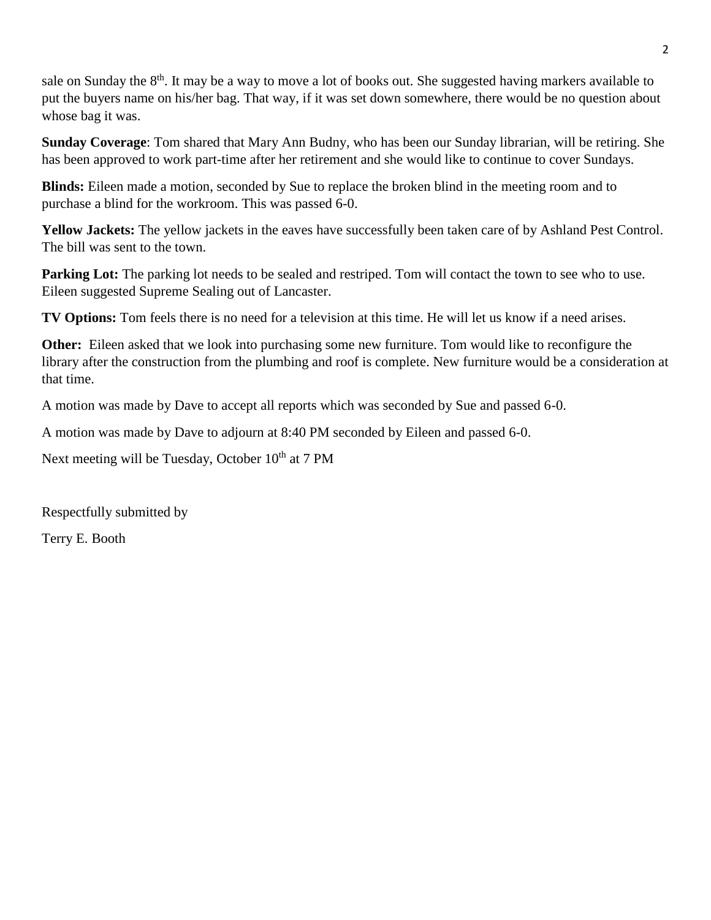sale on Sunday the 8th. It may be a way to move a lot of books out. She suggested having markers available to put the buyers name on his/her bag. That way, if it was set down somewhere, there would be no question about whose bag it was.

**Sunday Coverage**: Tom shared that Mary Ann Budny, who has been our Sunday librarian, will be retiring. She has been approved to work part-time after her retirement and she would like to continue to cover Sundays.

**Blinds:** Eileen made a motion, seconded by Sue to replace the broken blind in the meeting room and to purchase a blind for the workroom. This was passed 6-0.

**Yellow Jackets:** The yellow jackets in the eaves have successfully been taken care of by Ashland Pest Control. The bill was sent to the town.

**Parking Lot:** The parking lot needs to be sealed and restriped. Tom will contact the town to see who to use. Eileen suggested Supreme Sealing out of Lancaster.

**TV Options:** Tom feels there is no need for a television at this time. He will let us know if a need arises.

**Other:** Eileen asked that we look into purchasing some new furniture. Tom would like to reconfigure the library after the construction from the plumbing and roof is complete. New furniture would be a consideration at that time.

A motion was made by Dave to accept all reports which was seconded by Sue and passed 6-0.

A motion was made by Dave to adjourn at 8:40 PM seconded by Eileen and passed 6-0.

Next meeting will be Tuesday, October 10th at 7 PM

Respectfully submitted by

Terry E. Booth